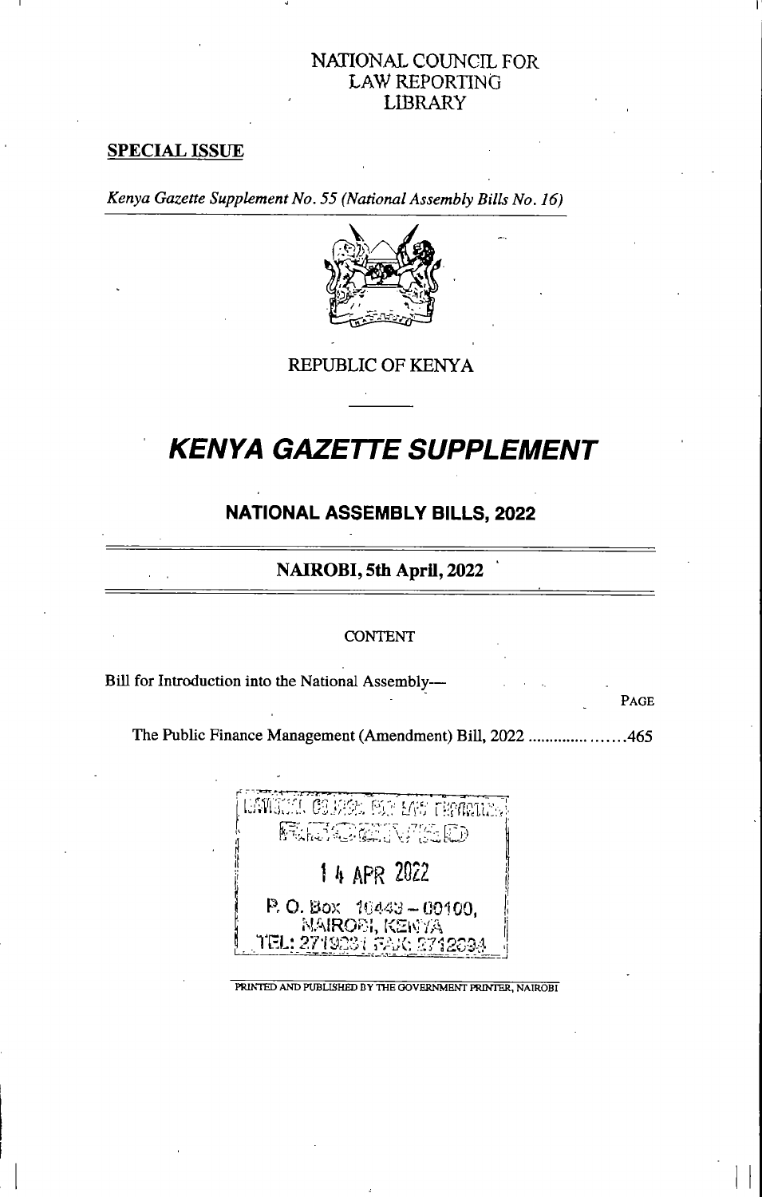NATIONAL COUNCIL FOR
LAW REPORTING
LIBRARY

**SPECIAL ISSUE**

*Kenya Gazette Supplement No. 55 (National Assembly Bills No. 16)*

REPUBLIC OF KENYA

# KENYA GAZETTE SUPPLEMENT

## NATIONAL ASSEMBLY BILLS, 2022

### NAIROBI, 5th April, 2022

CONTENT

Bill for Introduction into the National Assembly—

PAGE

The Public Finance Management (Amendment) Bill, 2022 ....................465

NATIONAL COUNCIL FOR LAW REPORTING
RECEIVED
14 APR 2022
P. O. Box 10443 – 00100,
NAIROBI, KENYA
TEL: 2719231 FAX: 2712694

PRINTED AND PUBLISHED BY THE GOVERNMENT PRINTER, NAIROBI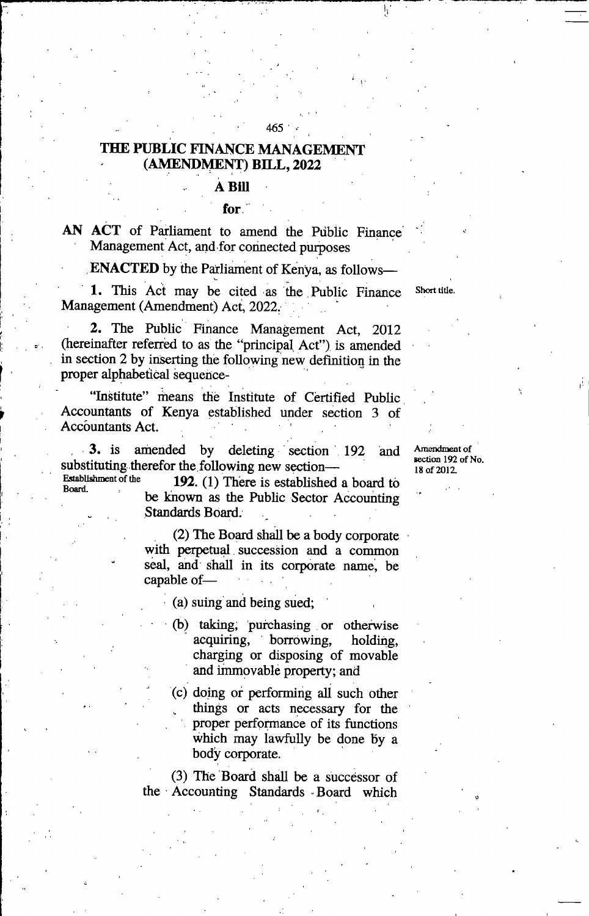# THE PUBLIC FINANCE MANAGEMENT (AMENDMENT) BILL, 2022

## A Bill

**for**

**AN ACT** of Parliament to amend the Public Finance Management Act, and for connected purposes

**ENACTED** by the Parliament of Kenya, as follows—

Short title.

**1.** This Act may be cited as the Public Finance Management (Amendment) Act, 2022.

**2.** The Public Finance Management Act, 2012 (hereinafter referred to as the "principal Act") is amended in section 2 by inserting the following new definition in the proper alphabetical sequence-

"Institute" means the Institute of Certified Public Accountants of Kenya established under section 3 of Accountants Act.

Amendment of section 192 of No. 18 of 2012.

**3.** is amended by deleting section 192 and substituting therefor the following new section—

Establishment of the Board.

**192.** (1) There is established a board to be known as the Public Sector Accounting Standards Board.

(2) The Board shall be a body corporate with perpetual succession and a common seal, and shall in its corporate name, be capable of—

(a) suing and being sued;

(b) taking, purchasing or otherwise acquiring, borrowing, holding, charging or disposing of movable and immovable property; and

(c) doing or performing all such other things or acts necessary for the proper performance of its functions which may lawfully be done by a body corporate.

(3) The Board shall be a successor of the Accounting Standards Board which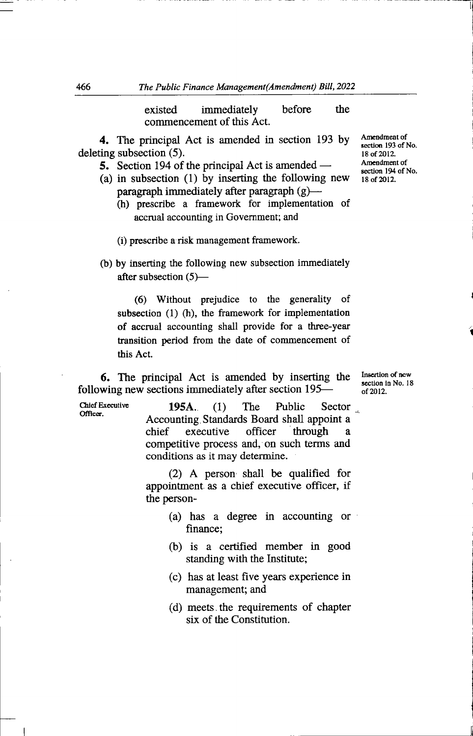existed immediately before the commencement of this Act.

*Amendment of section 193 of No. 18 of 2012.*

**4.** The principal Act is amended in section 193 by deleting subsection (5).

*Amendment of section 194 of No. 18 of 2012.*

**5.** Section 194 of the principal Act is amended —

(a) in subsection (1) by inserting the following new paragraph immediately after paragraph (g)—

(h) prescribe a framework for implementation of accrual accounting in Government; and

(i) prescribe a risk management framework.

(b) by inserting the following new subsection immediately after subsection (5)—

(6) Without prejudice to the generality of subsection (1) (h), the framework for implementation of accrual accounting shall provide for a three-year transition period from the date of commencement of this Act.

*Insertion of new section in No. 18 of 2012.*

**6.** The principal Act is amended by inserting the following new sections immediately after section 195—

*Chief Executive Officer.*

**195A.** (1) The Public Sector Accounting Standards Board shall appoint a chief executive officer through a competitive process and, on such terms and conditions as it may determine.

(2) A person shall be qualified for appointment as a chief executive officer, if the person-

(a) has a degree in accounting or finance;

(b) is a certified member in good standing with the Institute;

(c) has at least five years experience in management; and

(d) meets the requirements of chapter six of the Constitution.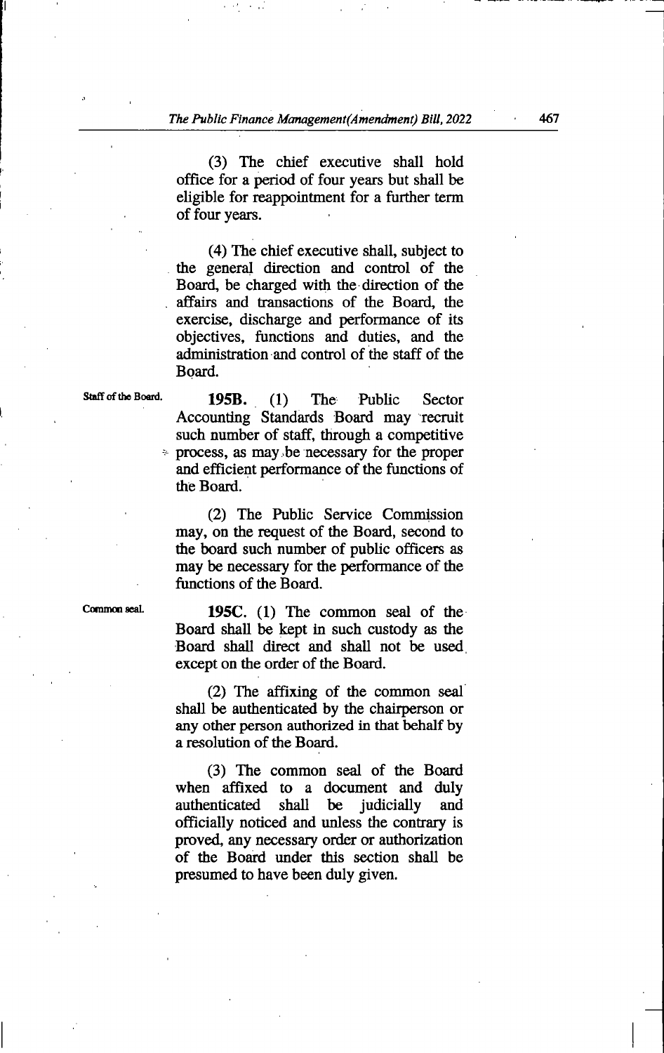(3) The chief executive shall hold office for a period of four years but shall be eligible for reappointment for a further term of four years.

(4) The chief executive shall, subject to the general direction and control of the Board, be charged with the direction of the affairs and transactions of the Board, the exercise, discharge and performance of its objectives, functions and duties, and the administration and control of the staff of the Board.

Staff of the Board.

**195B.** (1) The Public Sector Accounting Standards Board may recruit such number of staff, through a competitive process, as may be necessary for the proper and efficient performance of the functions of the Board.

(2) The Public Service Commission may, on the request of the Board, second to the board such number of public officers as may be necessary for the performance of the functions of the Board.

Common seal.

**195C.** (1) The common seal of the Board shall be kept in such custody as the Board shall direct and shall not be used except on the order of the Board.

(2) The affixing of the common seal shall be authenticated by the chairperson or any other person authorized in that behalf by a resolution of the Board.

(3) The common seal of the Board when affixed to a document and duly authenticated shall be judicially and officially noticed and unless the contrary is proved, any necessary order or authorization of the Board under this section shall be presumed to have been duly given.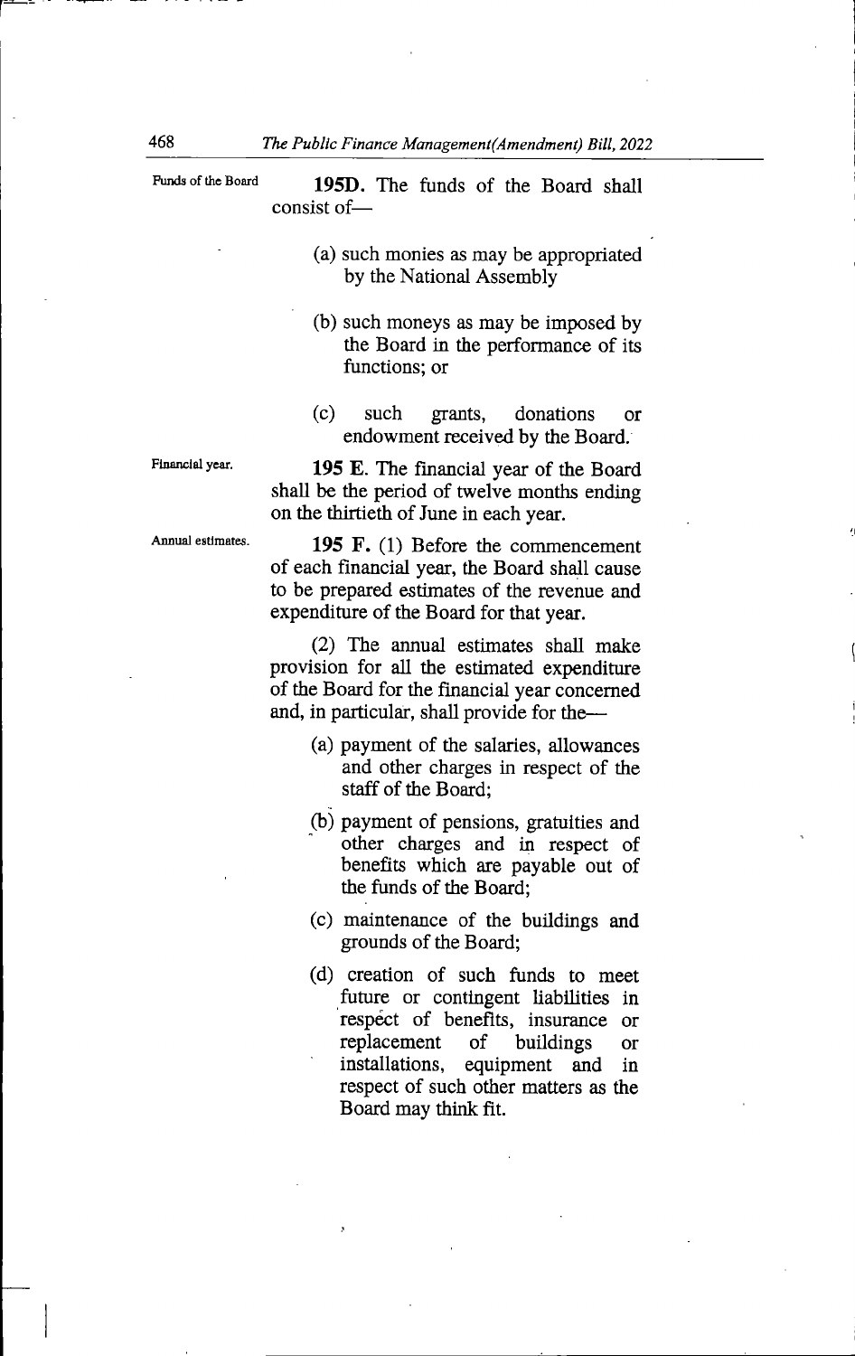Funds of the Board

**195D.** The funds of the Board shall consist of—

(a) such monies as may be appropriated by the National Assembly

(b) such moneys as may be imposed by the Board in the performance of its functions; or

(c) such grants, donations or endowment received by the Board.

Financial year.

**195 E.** The financial year of the Board shall be the period of twelve months ending on the thirtieth of June in each year.

Annual estimates.

**195 F.** (1) Before the commencement of each financial year, the Board shall cause to be prepared estimates of the revenue and expenditure of the Board for that year.

(2) The annual estimates shall make provision for all the estimated expenditure of the Board for the financial year concerned and, in particular, shall provide for the—

(a) payment of the salaries, allowances and other charges in respect of the staff of the Board;

(b) payment of pensions, gratuities and other charges and in respect of benefits which are payable out of the funds of the Board;

(c) maintenance of the buildings and grounds of the Board;

(d) creation of such funds to meet future or contingent liabilities in respect of benefits, insurance or replacement of buildings or installations, equipment and in respect of such other matters as the Board may think fit.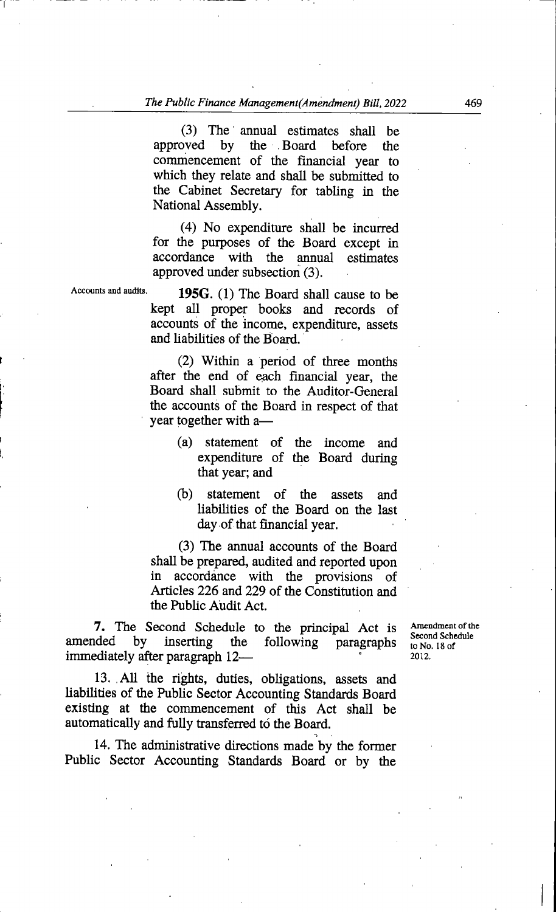(3) The annual estimates shall be approved by the Board before the commencement of the financial year to which they relate and shall be submitted to the Cabinet Secretary for tabling in the National Assembly.

(4) No expenditure shall be incurred for the purposes of the Board except in accordance with the annual estimates approved under subsection (3).

Accounts and audits.

**195G.** (1) The Board shall cause to be kept all proper books and records of accounts of the income, expenditure, assets and liabilities of the Board.

(2) Within a period of three months after the end of each financial year, the Board shall submit to the Auditor-General the accounts of the Board in respect of that year together with a—

(a) statement of the income and expenditure of the Board during that year; and

(b) statement of the assets and liabilities of the Board on the last day of that financial year.

(3) The annual accounts of the Board shall be prepared, audited and reported upon in accordance with the provisions of Articles 226 and 229 of the Constitution and the Public Audit Act.

Amendment of the Second Schedule to No. 18 of 2012.

**7.** The Second Schedule to the principal Act is amended by inserting the following paragraphs immediately after paragraph 12—

13. All the rights, duties, obligations, assets and liabilities of the Public Sector Accounting Standards Board existing at the commencement of this Act shall be automatically and fully transferred to the Board.

14. The administrative directions made by the former Public Sector Accounting Standards Board or by the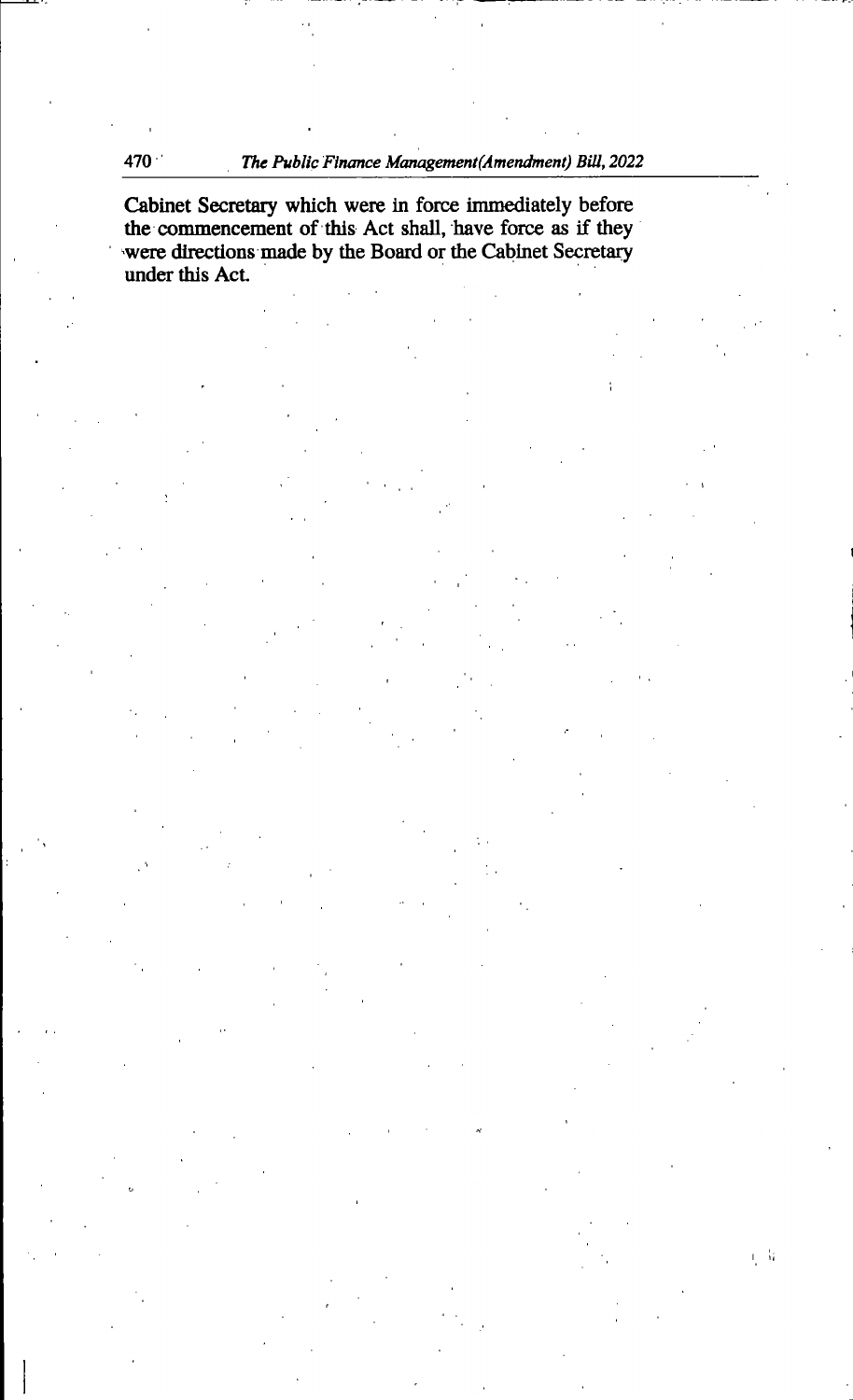Cabinet Secretary which were in force immediately before the commencement of this Act shall, have force as if they were directions made by the Board or the Cabinet Secretary under this Act.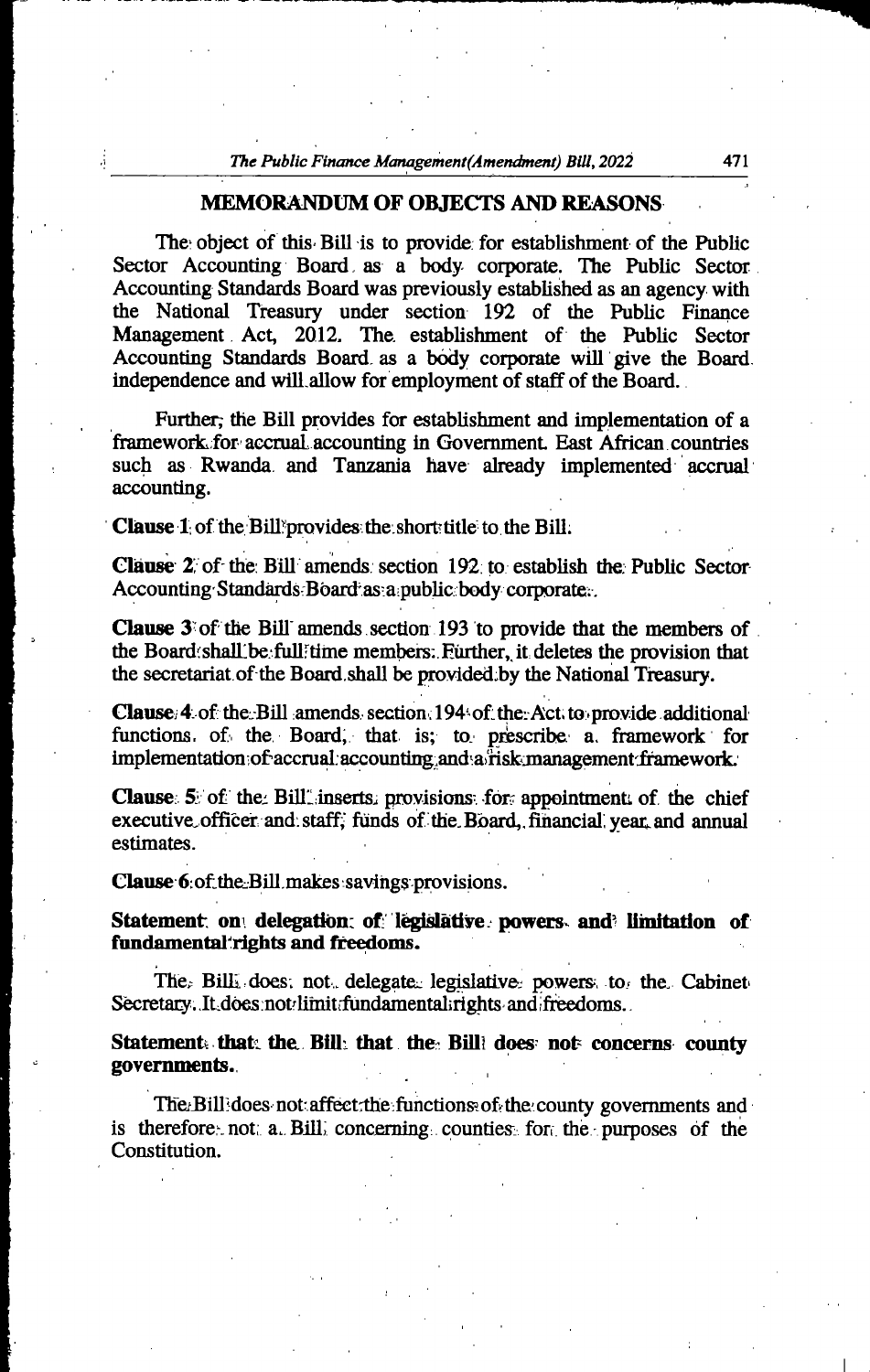## MEMORANDUM OF OBJECTS AND REASONS

The object of this Bill is to provide for establishment of the Public Sector Accounting Board as a body corporate. The Public Sector Accounting Standards Board was previously established as an agency with the National Treasury under section 192 of the Public Finance Management Act, 2012. The establishment of the Public Sector Accounting Standards Board as a body corporate will give the Board independence and will allow for employment of staff of the Board.

Further, the Bill provides for establishment and implementation of a framework for accrual accounting in Government. East African countries such as Rwanda and Tanzania have already implemented accrual accounting.

**Clause 1** of the Bill provides the short title to the Bill.

**Clause 2** of the Bill amends section 192 to establish the Public Sector Accounting Standards Board as a public body corporate.

**Clause 3** of the Bill amends section 193 to provide that the members of the Board shall be full time members. Further, it deletes the provision that the secretariat of the Board shall be provided by the National Treasury.

**Clause 4** of the Bill amends section 194 of the Act to provide additional functions of the Board, that is; to prescribe a framework for implementation of accrual accounting and a risk management framework.

**Clause 5** of the Bill inserts provisions for appointment of the chief executive officer and staff; funds of the Board, financial year and annual estimates.

**Clause 6** of the Bill makes savings provisions.

**Statement on delegation of legislative powers and limitation of fundamental rights and freedoms.**

The Bill does not delegate legislative powers to the Cabinet Secretary. It does not limit fundamental rights and freedoms.

**Statement that the Bill that the Bill does not concerns county governments.**

The Bill does not affect the functions of the county governments and is therefore not a Bill concerning counties for the purposes of the Constitution.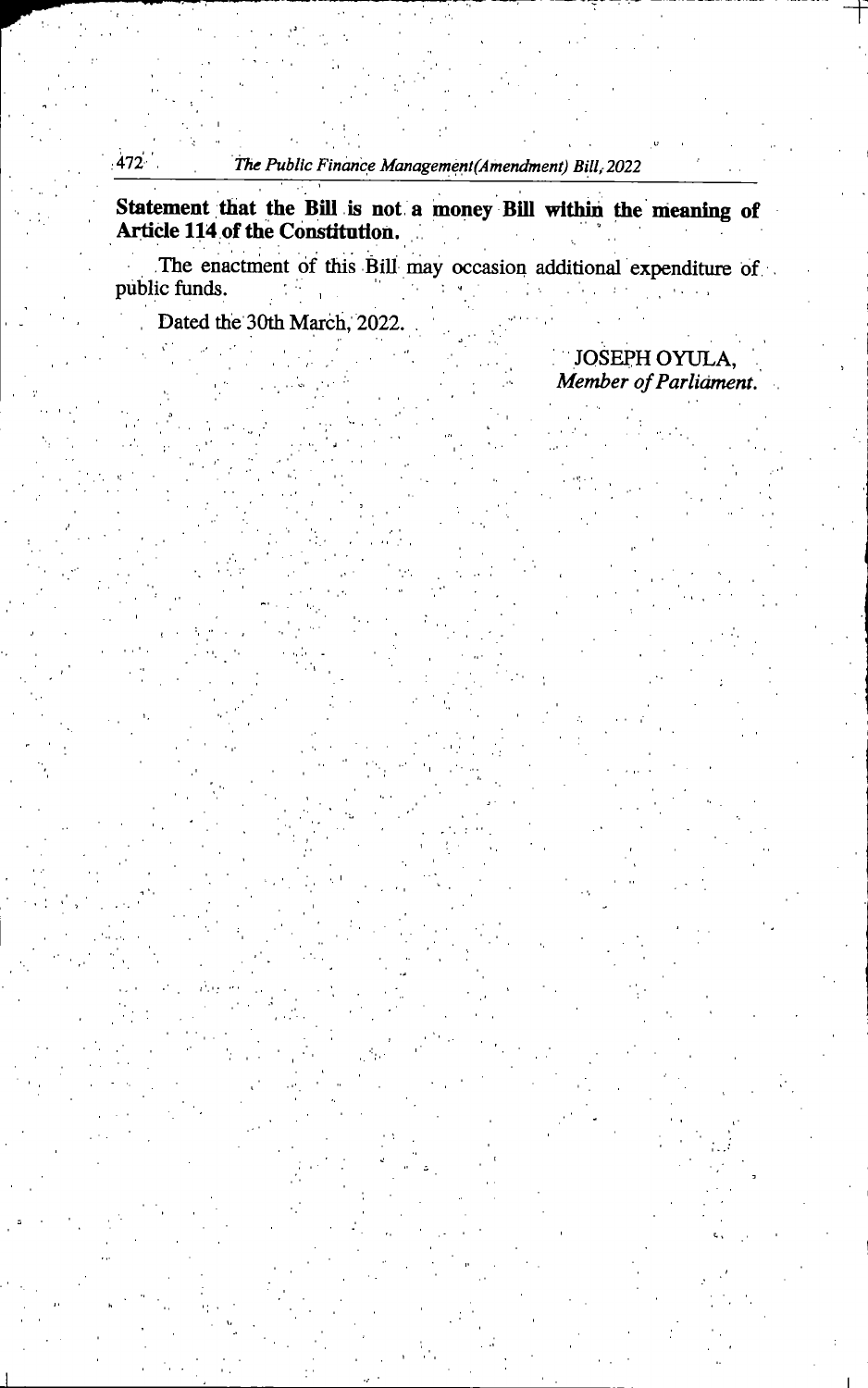**Statement that the Bill is not a money Bill within the meaning of Article 114 of the Constitution.**

The enactment of this Bill may occasion additional expenditure of public funds.

Dated the 30th March, 2022.

JOSEPH OYULA,
*Member of Parliament.*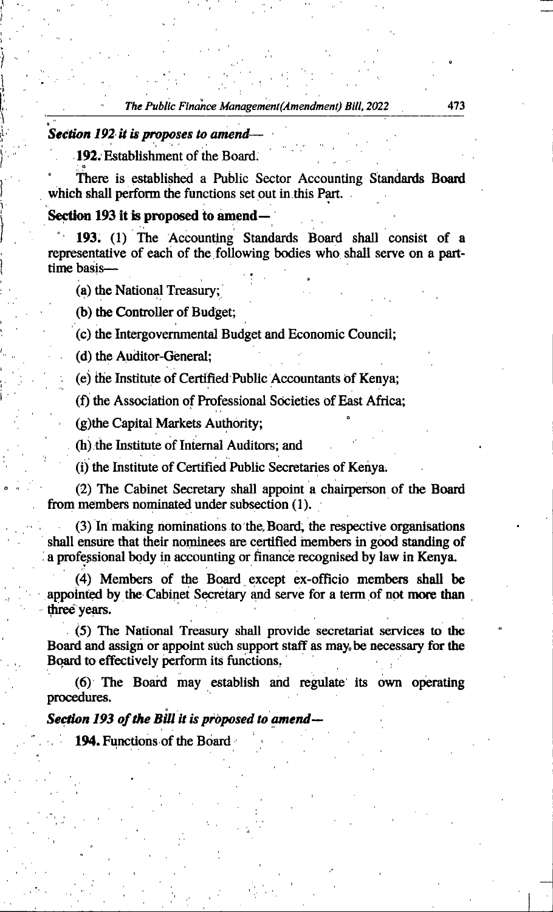***Section 192 it is proposes to amend—***

**192.** Establishment of the Board.

There is established a Public Sector Accounting Standards Board which shall perform the functions set out in this Part.

**Section 193 it is proposed to amend—**

**193.** (1) The Accounting Standards Board shall consist of a representative of each of the following bodies who shall serve on a part-time basis—

(a) the National Treasury;

(b) the Controller of Budget;

(c) the Intergovernmental Budget and Economic Council;

(d) the Auditor-General;

(e) the Institute of Certified Public Accountants of Kenya;

(f) the Association of Professional Societies of East Africa;

(g)the Capital Markets Authority;

(h) the Institute of Internal Auditors; and

(i) the Institute of Certified Public Secretaries of Kenya.

(2) The Cabinet Secretary shall appoint a chairperson of the Board from members nominated under subsection (1).

(3) In making nominations to the Board, the respective organisations shall ensure that their nominees are certified members in good standing of a professional body in accounting or finance recognised by law in Kenya.

(4) Members of the Board except ex-officio members shall be appointed by the Cabinet Secretary and serve for a term of not more than three years.

(5) The National Treasury shall provide secretariat services to the Board and assign or appoint such support staff as may be necessary for the Board to effectively perform its functions.

(6) The Board may establish and regulate its own operating procedures.

***Section 193 of the Bill it is proposed to amend—***

**194.** Functions of the Board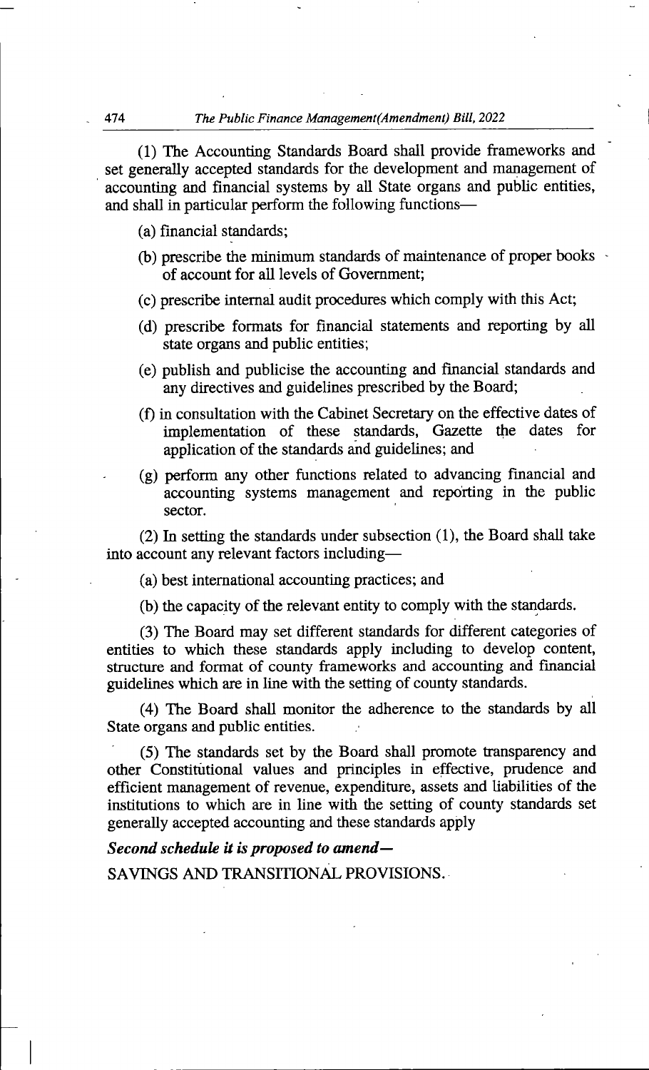(1) The Accounting Standards Board shall provide frameworks and set generally accepted standards for the development and management of accounting and financial systems by all State organs and public entities, and shall in particular perform the following functions—

(a) financial standards;

(b) prescribe the minimum standards of maintenance of proper books of account for all levels of Government;

(c) prescribe internal audit procedures which comply with this Act;

(d) prescribe formats for financial statements and reporting by all state organs and public entities;

(e) publish and publicise the accounting and financial standards and any directives and guidelines prescribed by the Board;

(f) in consultation with the Cabinet Secretary on the effective dates of implementation of these standards, Gazette the dates for application of the standards and guidelines; and

(g) perform any other functions related to advancing financial and accounting systems management and reporting in the public sector.

(2) In setting the standards under subsection (1), the Board shall take into account any relevant factors including—

(a) best international accounting practices; and

(b) the capacity of the relevant entity to comply with the standards.

(3) The Board may set different standards for different categories of entities to which these standards apply including to develop content, structure and format of county frameworks and accounting and financial guidelines which are in line with the setting of county standards.

(4) The Board shall monitor the adherence to the standards by all State organs and public entities.

(5) The standards set by the Board shall promote transparency and other Constitutional values and principles in effective, prudence and efficient management of revenue, expenditure, assets and liabilities of the institutions to which are in line with the setting of county standards set generally accepted accounting and these standards apply

***Second schedule it is proposed to amend—***

SAVINGS AND TRANSITIONAL PROVISIONS.